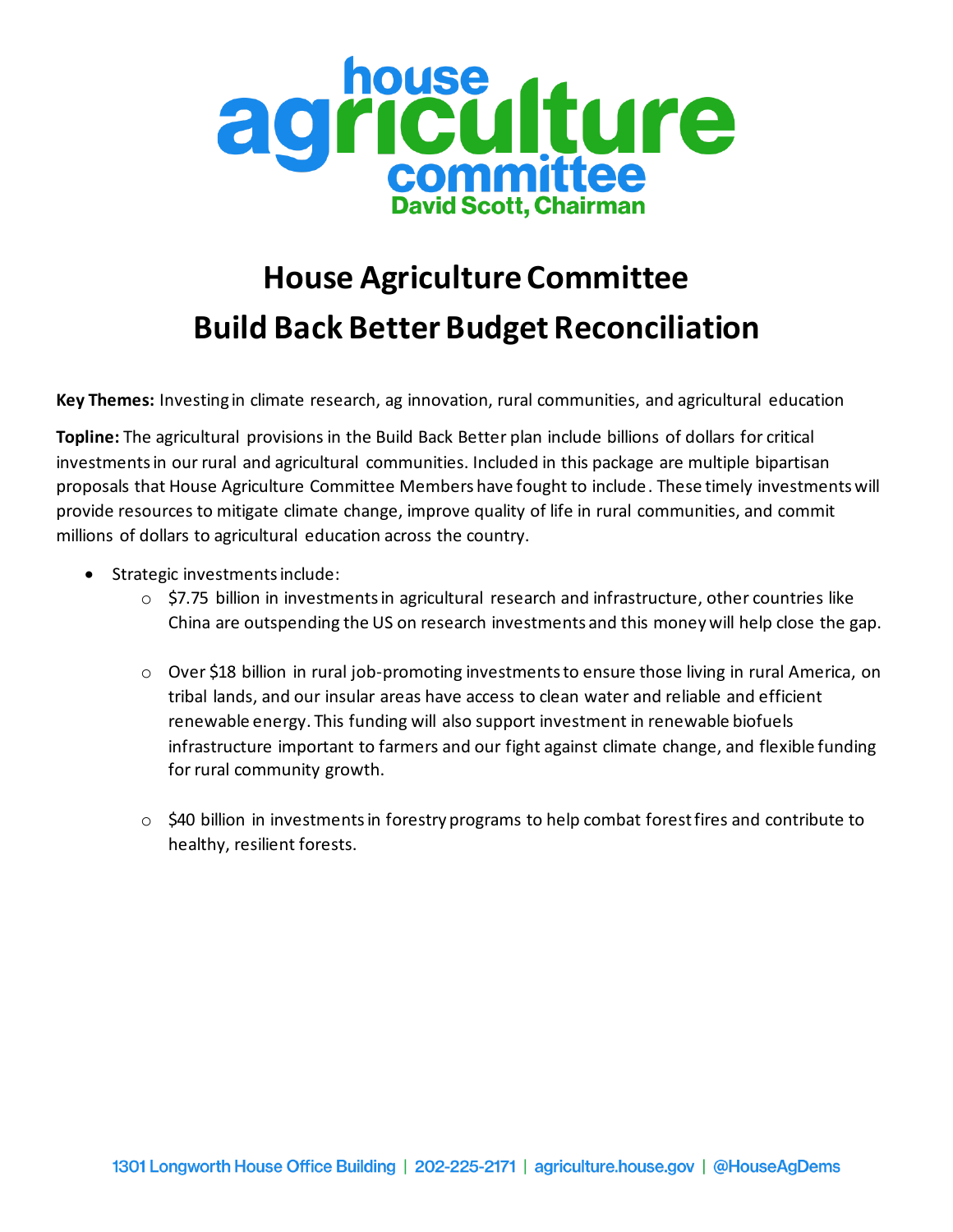house agriculture committee
David Scott, Chairman

# House Agriculture Committee
# Build Back Better Budget Reconciliation

**Key Themes:** Investing in climate research, ag innovation, rural communities, and agricultural education

**Topline:** The agricultural provisions in the Build Back Better plan include billions of dollars for critical investments in our rural and agricultural communities. Included in this package are multiple bipartisan proposals that House Agriculture Committee Members have fought to include. These timely investments will provide resources to mitigate climate change, improve quality of life in rural communities, and commit millions of dollars to agricultural education across the country.

- Strategic investments include:
  - $7.75 billion in investments in agricultural research and infrastructure, other countries like China are outspending the US on research investments and this money will help close the gap.
  - Over $18 billion in rural job-promoting investments to ensure those living in rural America, on tribal lands, and our insular areas have access to clean water and reliable and efficient renewable energy. This funding will also support investment in renewable biofuels infrastructure important to farmers and our fight against climate change, and flexible funding for rural community growth.
  - $40 billion in investments in forestry programs to help combat forest fires and contribute to healthy, resilient forests.

1301 Longworth House Office Building | 202-225-2171 | agriculture.house.gov | @HouseAgDems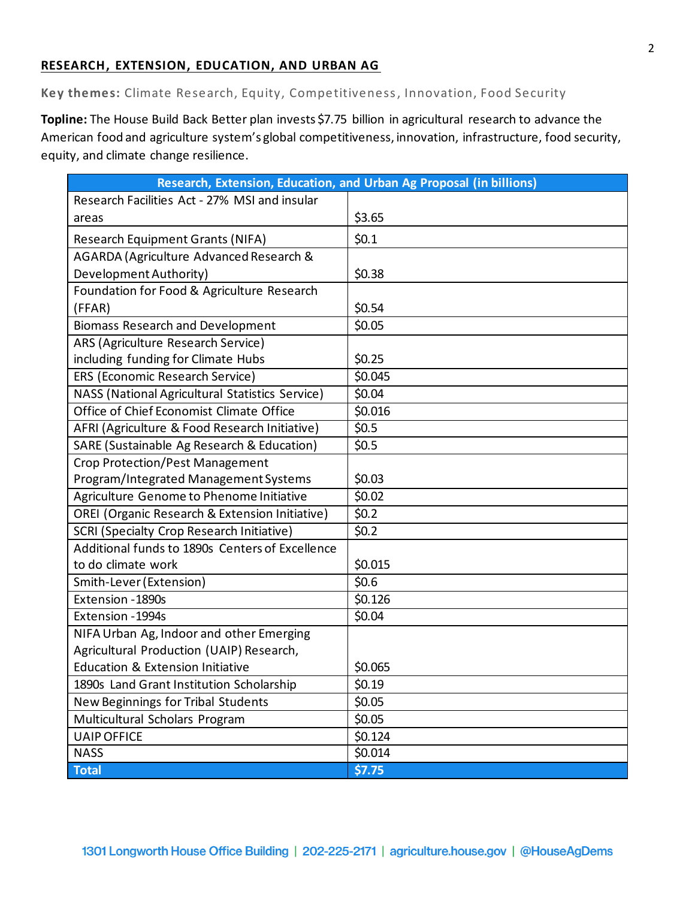## RESEARCH, EXTENSION, EDUCATION, AND URBAN AG

**Key themes:** Climate Research, Equity, Competitiveness, Innovation, Food Security

**Topline:** The House Build Back Better plan invests $7.75 billion in agricultural research to advance the American food and agriculture system's global competitiveness, innovation, infrastructure, food security, equity, and climate change resilience.

| Research, Extension, Education, and Urban Ag Proposal (in billions) | |
|---|---|
| Research Facilities Act - 27% MSI and insular areas | $3.65 |
| Research Equipment Grants (NIFA) | $0.1 |
| AGARDA (Agriculture Advanced Research & Development Authority) | $0.38 |
| Foundation for Food & Agriculture Research (FFAR) | $0.54 |
| Biomass Research and Development | $0.05 |
| ARS (Agriculture Research Service) including funding for Climate Hubs | $0.25 |
| ERS (Economic Research Service) | $0.045 |
| NASS (National Agricultural Statistics Service) | $0.04 |
| Office of Chief Economist Climate Office | $0.016 |
| AFRI (Agriculture & Food Research Initiative) | $0.5 |
| SARE (Sustainable Ag Research & Education) | $0.5 |
| Crop Protection/Pest Management Program/Integrated Management Systems | $0.03 |
| Agriculture Genome to Phenome Initiative | $0.02 |
| OREI (Organic Research & Extension Initiative) | $0.2 |
| SCRI (Specialty Crop Research Initiative) | $0.2 |
| Additional funds to 1890s Centers of Excellence to do climate work | $0.015 |
| Smith-Lever (Extension) | $0.6 |
| Extension -1890s | $0.126 |
| Extension -1994s | $0.04 |
| NIFA Urban Ag, Indoor and other Emerging Agricultural Production (UAIP) Research, Education & Extension Initiative | $0.065 |
| 1890s Land Grant Institution Scholarship | $0.19 |
| New Beginnings for Tribal Students | $0.05 |
| Multicultural Scholars Program | $0.05 |
| UAIP OFFICE | $0.124 |
| NASS | $0.014 |
| **Total** | **$7.75** |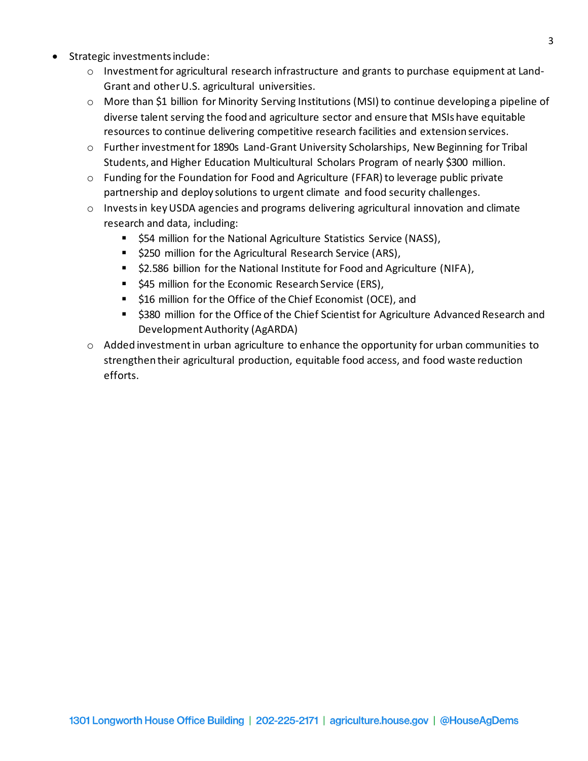- Strategic investments include:
  - Investment for agricultural research infrastructure and grants to purchase equipment at Land-Grant and other U.S. agricultural universities.
  - More than $1 billion for Minority Serving Institutions (MSI) to continue developing a pipeline of diverse talent serving the food and agriculture sector and ensure that MSIs have equitable resources to continue delivering competitive research facilities and extension services.
  - Further investment for 1890s Land-Grant University Scholarships, New Beginning for Tribal Students, and Higher Education Multicultural Scholars Program of nearly $300 million.
  - Funding for the Foundation for Food and Agriculture (FFAR) to leverage public private partnership and deploy solutions to urgent climate and food security challenges.
  - Invests in key USDA agencies and programs delivering agricultural innovation and climate research and data, including:
    - $54 million for the National Agriculture Statistics Service (NASS),
    - $250 million for the Agricultural Research Service (ARS),
    - $2.586 billion for the National Institute for Food and Agriculture (NIFA),
    - $45 million for the Economic Research Service (ERS),
    - $16 million for the Office of the Chief Economist (OCE), and
    - $380 million for the Office of the Chief Scientist for Agriculture Advanced Research and Development Authority (AgARDA)
  - Added investment in urban agriculture to enhance the opportunity for urban communities to strengthen their agricultural production, equitable food access, and food waste reduction efforts.

1301 Longworth House Office Building | 202-225-2171 | agriculture.house.gov | @HouseAgDems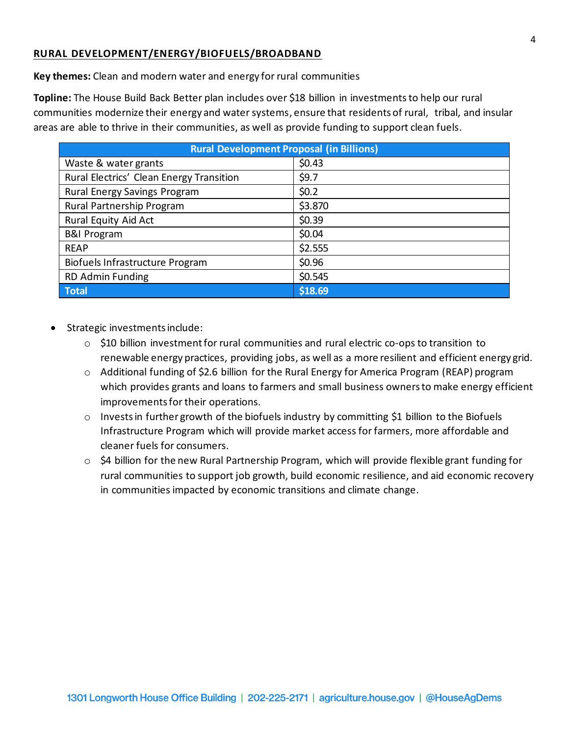## RURAL DEVELOPMENT/ENERGY/BIOFUELS/BROADBAND

**Key themes:** Clean and modern water and energy for rural communities

**Topline:** The House Build Back Better plan includes over $18 billion in investments to help our rural communities modernize their energy and water systems, ensure that residents of rural, tribal, and insular areas are able to thrive in their communities, as well as provide funding to support clean fuels.

| Rural Development Proposal (in Billions) | |
|---|---|
| Waste & water grants | $0.43 |
| Rural Electrics' Clean Energy Transition | $9.7 |
| Rural Energy Savings Program | $0.2 |
| Rural Partnership Program | $3.870 |
| Rural Equity Aid Act | $0.39 |
| B&I Program | $0.04 |
| REAP | $2.555 |
| Biofuels Infrastructure Program | $0.96 |
| RD Admin Funding | $0.545 |
| **Total** | **$18.69** |

- Strategic investments include:
  - $10 billion investment for rural communities and rural electric co-ops to transition to renewable energy practices, providing jobs, as well as a more resilient and efficient energy grid.
  - Additional funding of $2.6 billion for the Rural Energy for America Program (REAP) program which provides grants and loans to farmers and small business owners to make energy efficient improvements for their operations.
  - Invests in further growth of the biofuels industry by committing $1 billion to the Biofuels Infrastructure Program which will provide market access for farmers, more affordable and cleaner fuels for consumers.
  - $4 billion for the new Rural Partnership Program, which will provide flexible grant funding for rural communities to support job growth, build economic resilience, and aid economic recovery in communities impacted by economic transitions and climate change.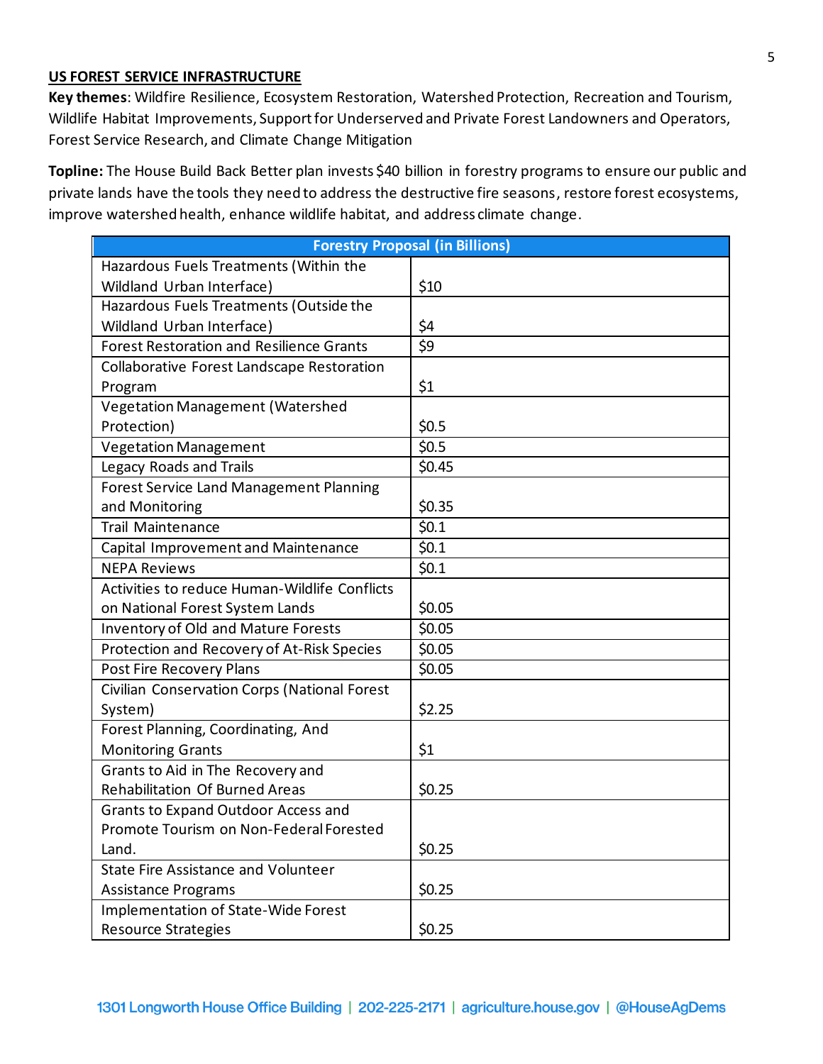## US FOREST SERVICE INFRASTRUCTURE

**Key themes**: Wildfire Resilience, Ecosystem Restoration, Watershed Protection, Recreation and Tourism, Wildlife Habitat Improvements, Support for Underserved and Private Forest Landowners and Operators, Forest Service Research, and Climate Change Mitigation

**Topline:** The House Build Back Better plan invests $40 billion in forestry programs to ensure our public and private lands have the tools they need to address the destructive fire seasons, restore forest ecosystems, improve watershed health, enhance wildlife habitat, and address climate change.

| Forestry Proposal (in Billions) | |
|---|---|
| Hazardous Fuels Treatments (Within the Wildland Urban Interface) | $10 |
| Hazardous Fuels Treatments (Outside the Wildland Urban Interface) | $4 |
| Forest Restoration and Resilience Grants | $9 |
| Collaborative Forest Landscape Restoration Program | $1 |
| Vegetation Management (Watershed Protection) | $0.5 |
| Vegetation Management | $0.5 |
| Legacy Roads and Trails | $0.45 |
| Forest Service Land Management Planning and Monitoring | $0.35 |
| Trail Maintenance | $0.1 |
| Capital Improvement and Maintenance | $0.1 |
| NEPA Reviews | $0.1 |
| Activities to reduce Human-Wildlife Conflicts on National Forest System Lands | $0.05 |
| Inventory of Old and Mature Forests | $0.05 |
| Protection and Recovery of At-Risk Species | $0.05 |
| Post Fire Recovery Plans | $0.05 |
| Civilian Conservation Corps (National Forest System) | $2.25 |
| Forest Planning, Coordinating, And Monitoring Grants | $1 |
| Grants to Aid in The Recovery and Rehabilitation Of Burned Areas | $0.25 |
| Grants to Expand Outdoor Access and Promote Tourism on Non-Federal Forested Land. | $0.25 |
| State Fire Assistance and Volunteer Assistance Programs | $0.25 |
| Implementation of State-Wide Forest Resource Strategies | $0.25 |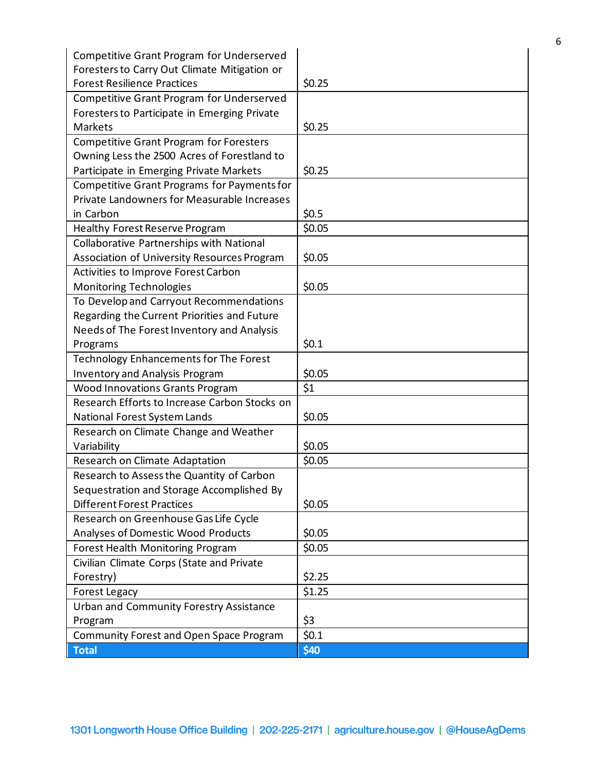| | |
|---|---|
| Competitive Grant Program for Underserved Foresters to Carry Out Climate Mitigation or Forest Resilience Practices | $0.25 |
| Competitive Grant Program for Underserved Foresters to Participate in Emerging Private Markets | $0.25 |
| Competitive Grant Program for Foresters Owning Less the 2500 Acres of Forestland to Participate in Emerging Private Markets | $0.25 |
| Competitive Grant Programs for Payments for Private Landowners for Measurable Increases in Carbon | $0.5 |
| Healthy Forest Reserve Program | $0.05 |
| Collaborative Partnerships with National Association of University Resources Program | $0.05 |
| Activities to Improve Forest Carbon Monitoring Technologies | $0.05 |
| To Develop and Carryout Recommendations Regarding the Current Priorities and Future Needs of The Forest Inventory and Analysis Programs | $0.1 |
| Technology Enhancements for The Forest Inventory and Analysis Program | $0.05 |
| Wood Innovations Grants Program | $1 |
| Research Efforts to Increase Carbon Stocks on National Forest System Lands | $0.05 |
| Research on Climate Change and Weather Variability | $0.05 |
| Research on Climate Adaptation | $0.05 |
| Research to Assess the Quantity of Carbon Sequestration and Storage Accomplished By Different Forest Practices | $0.05 |
| Research on Greenhouse Gas Life Cycle Analyses of Domestic Wood Products | $0.05 |
| Forest Health Monitoring Program | $0.05 |
| Civilian Climate Corps (State and Private Forestry) | $2.25 |
| Forest Legacy | $1.25 |
| Urban and Community Forestry Assistance Program | $3 |
| Community Forest and Open Space Program | $0.1 |
| **Total** | **$40** |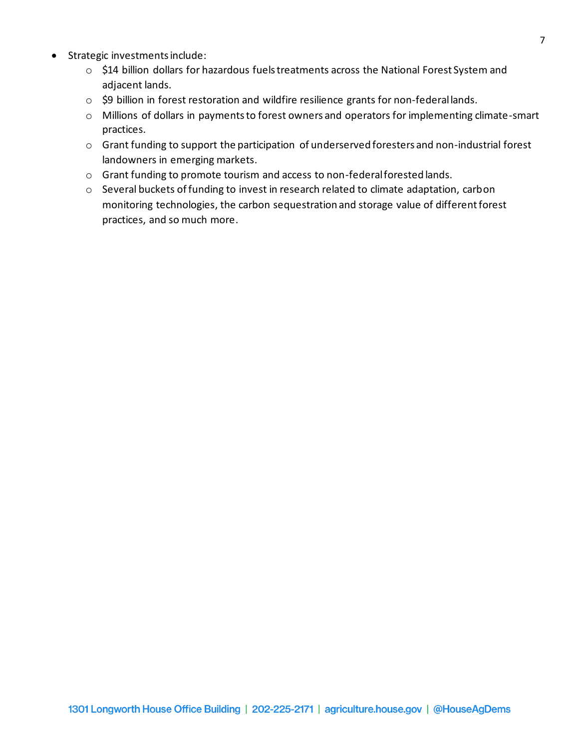- Strategic investments include:
  - $14 billion dollars for hazardous fuels treatments across the National Forest System and adjacent lands.
  - $9 billion in forest restoration and wildfire resilience grants for non-federal lands.
  - Millions of dollars in payments to forest owners and operators for implementing climate-smart practices.
  - Grant funding to support the participation of underserved foresters and non-industrial forest landowners in emerging markets.
  - Grant funding to promote tourism and access to non-federal forested lands.
  - Several buckets of funding to invest in research related to climate adaptation, carbon monitoring technologies, the carbon sequestration and storage value of different forest practices, and so much more.